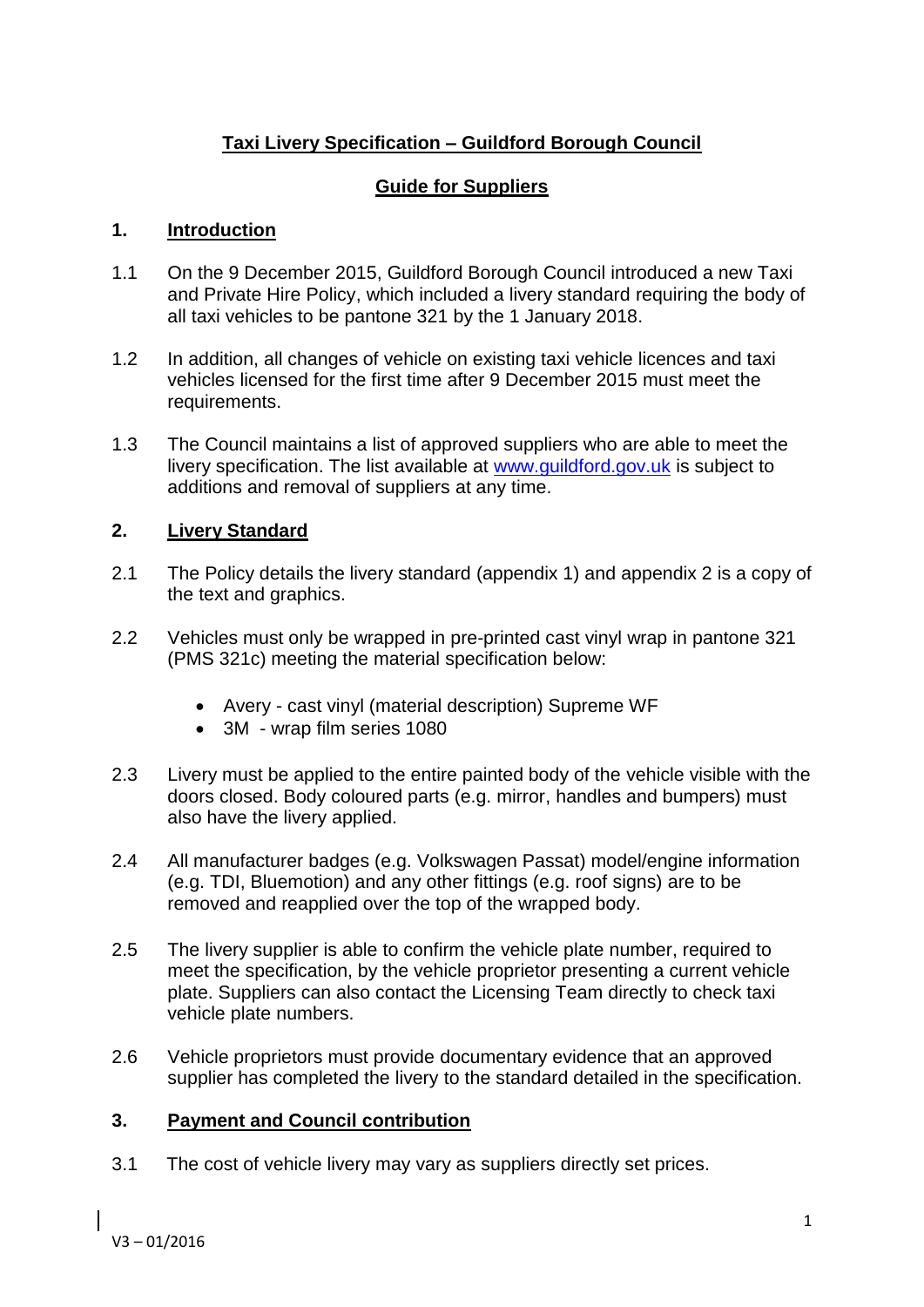# Taxi Livery Specification – Guildford Borough Council

## Guide for Suppliers

## 1. Introduction

1.1 On the 9 December 2015, Guildford Borough Council introduced a new Taxi and Private Hire Policy, which included a livery standard requiring the body of all taxi vehicles to be pantone 321 by the 1 January 2018.

1.2 In addition, all changes of vehicle on existing taxi vehicle licences and taxi vehicles licensed for the first time after 9 December 2015 must meet the requirements.

1.3 The Council maintains a list of approved suppliers who are able to meet the livery specification. The list available at www.guildford.gov.uk is subject to additions and removal of suppliers at any time.

## 2. Livery Standard

2.1 The Policy details the livery standard (appendix 1) and appendix 2 is a copy of the text and graphics.

2.2 Vehicles must only be wrapped in pre-printed cast vinyl wrap in pantone 321 (PMS 321c) meeting the material specification below:

- Avery - cast vinyl (material description) Supreme WF
- 3M - wrap film series 1080

2.3 Livery must be applied to the entire painted body of the vehicle visible with the doors closed. Body coloured parts (e.g. mirror, handles and bumpers) must also have the livery applied.

2.4 All manufacturer badges (e.g. Volkswagen Passat) model/engine information (e.g. TDI, Bluemotion) and any other fittings (e.g. roof signs) are to be removed and reapplied over the top of the wrapped body.

2.5 The livery supplier is able to confirm the vehicle plate number, required to meet the specification, by the vehicle proprietor presenting a current vehicle plate. Suppliers can also contact the Licensing Team directly to check taxi vehicle plate numbers.

2.6 Vehicle proprietors must provide documentary evidence that an approved supplier has completed the livery to the standard detailed in the specification.

## 3. Payment and Council contribution

3.1 The cost of vehicle livery may vary as suppliers directly set prices.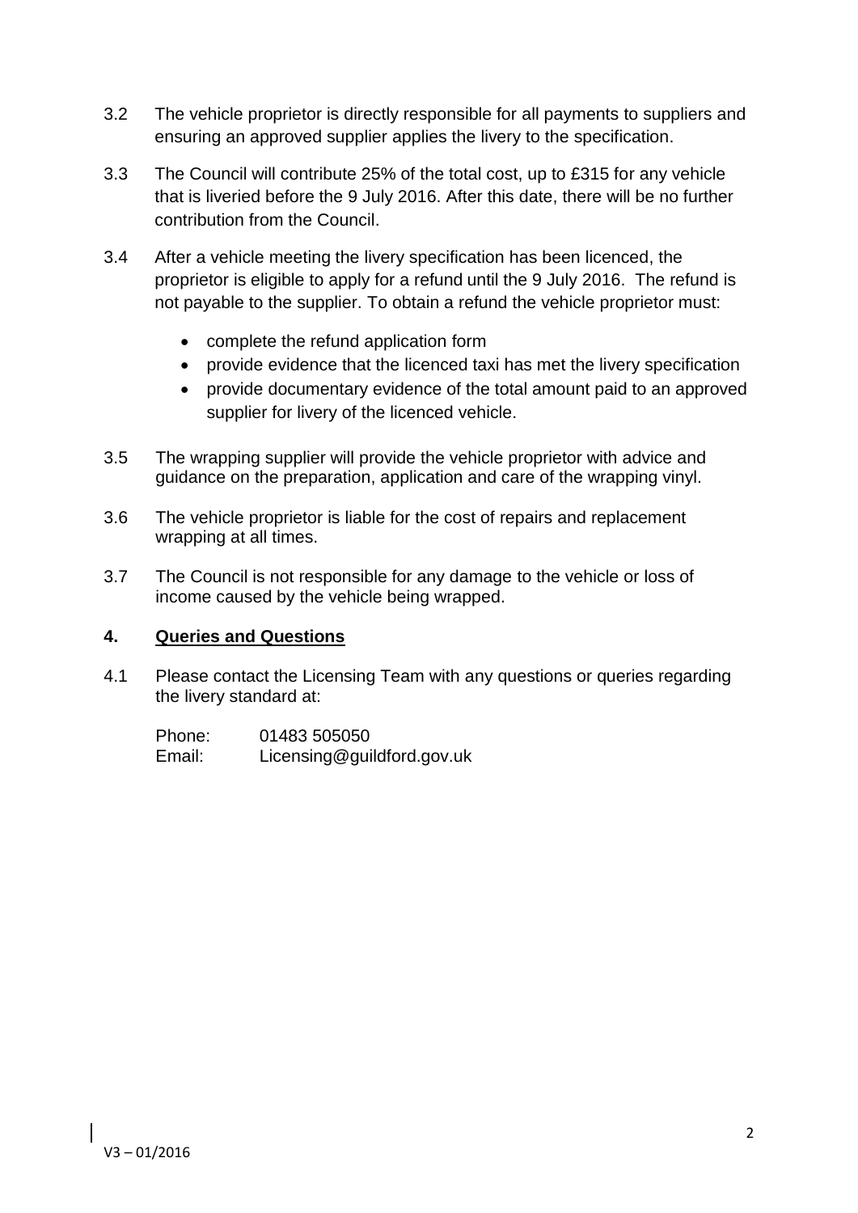3.2 The vehicle proprietor is directly responsible for all payments to suppliers and ensuring an approved supplier applies the livery to the specification.

3.3 The Council will contribute 25% of the total cost, up to £315 for any vehicle that is liveried before the 9 July 2016. After this date, there will be no further contribution from the Council.

3.4 After a vehicle meeting the livery specification has been licenced, the proprietor is eligible to apply for a refund until the 9 July 2016. The refund is not payable to the supplier. To obtain a refund the vehicle proprietor must:

- complete the refund application form
- provide evidence that the licenced taxi has met the livery specification
- provide documentary evidence of the total amount paid to an approved supplier for livery of the licenced vehicle.

3.5 The wrapping supplier will provide the vehicle proprietor with advice and guidance on the preparation, application and care of the wrapping vinyl.

3.6 The vehicle proprietor is liable for the cost of repairs and replacement wrapping at all times.

3.7 The Council is not responsible for any damage to the vehicle or loss of income caused by the vehicle being wrapped.

## 4. Queries and Questions

4.1 Please contact the Licensing Team with any questions or queries regarding the livery standard at:

Phone: 01483 505050
Email: Licensing@guildford.gov.uk

V3 – 01/2016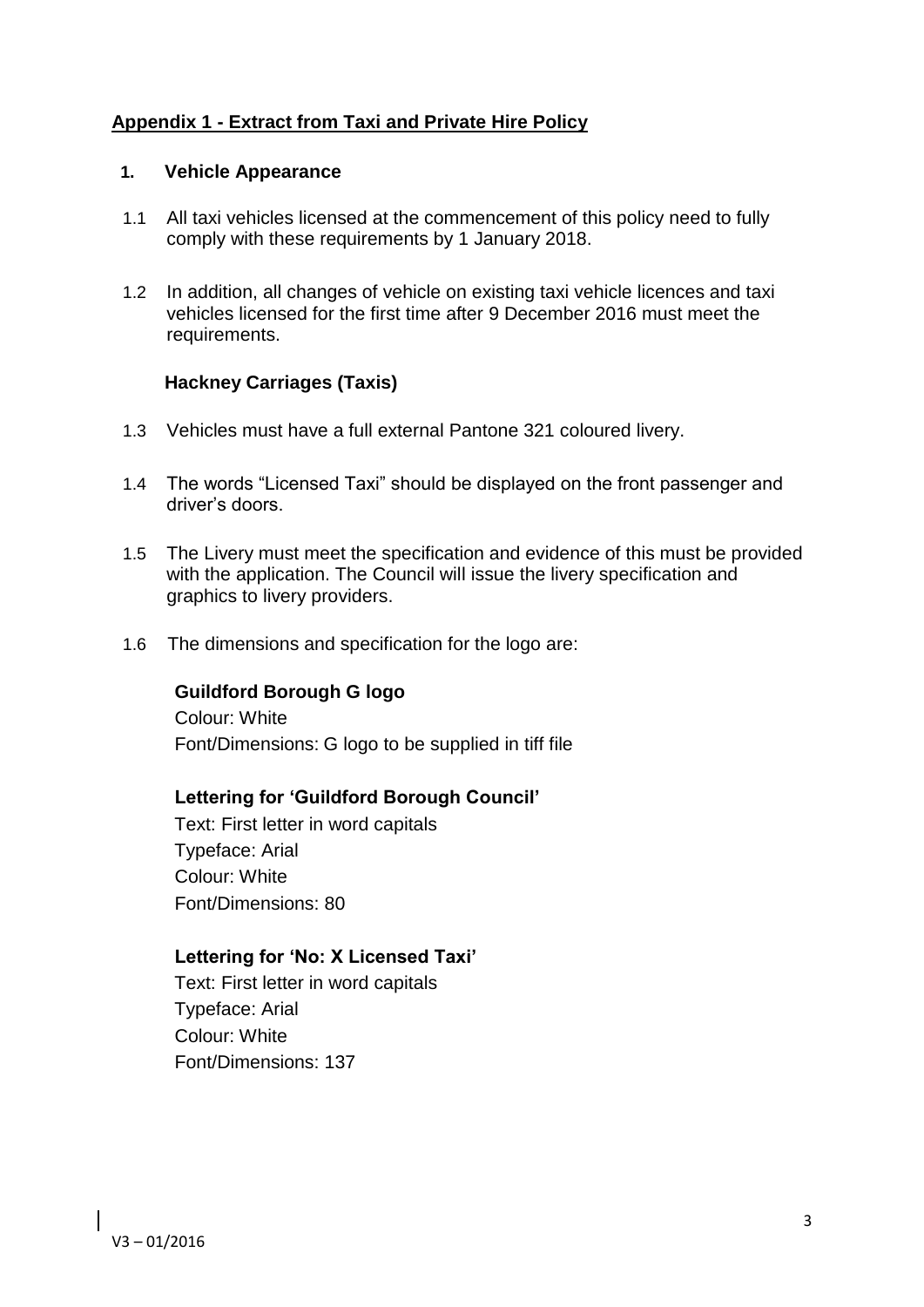## Appendix 1 - Extract from Taxi and Private Hire Policy

### 1. Vehicle Appearance

1.1 All taxi vehicles licensed at the commencement of this policy need to fully comply with these requirements by 1 January 2018.

1.2 In addition, all changes of vehicle on existing taxi vehicle licences and taxi vehicles licensed for the first time after 9 December 2016 must meet the requirements.

### Hackney Carriages (Taxis)

1.3 Vehicles must have a full external Pantone 321 coloured livery.

1.4 The words “Licensed Taxi” should be displayed on the front passenger and driver’s doors.

1.5 The Livery must meet the specification and evidence of this must be provided with the application. The Council will issue the livery specification and graphics to livery providers.

1.6 The dimensions and specification for the logo are:

**Guildford Borough G logo**
Colour: White
Font/Dimensions: G logo to be supplied in tiff file

**Lettering for ‘Guildford Borough Council’**
Text: First letter in word capitals
Typeface: Arial
Colour: White
Font/Dimensions: 80

**Lettering for ‘No: X Licensed Taxi’**
Text: First letter in word capitals
Typeface: Arial
Colour: White
Font/Dimensions: 137

V3 – 01/2016